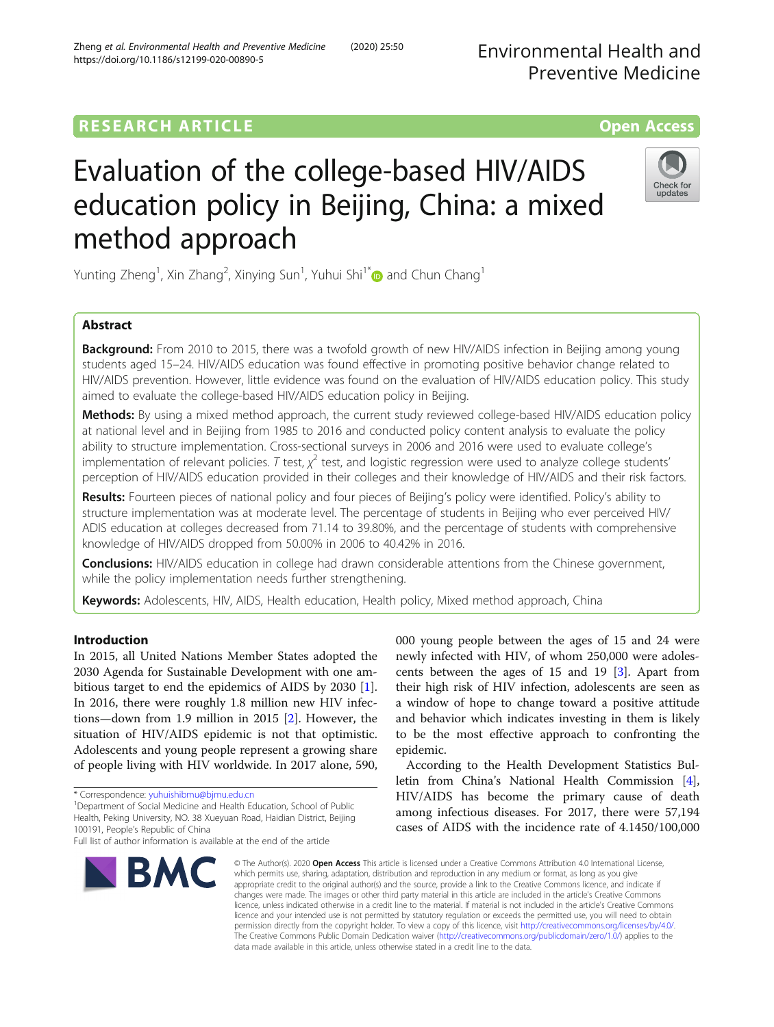RESEARCH ARTICLE

Open Access

# Evaluation of the college-based HIV/AIDS education policy in Beijing, China: a mixed method approach

Yunting Zheng[1], Xin Zhang[2], Xinying Sun[1], Yuhui Shi[1*] and Chun Chang[1]

## Abstract

**Background:** From 2010 to 2015, there was a twofold growth of new HIV/AIDS infection in Beijing among young students aged 15–24. HIV/AIDS education was found effective in promoting positive behavior change related to HIV/AIDS prevention. However, little evidence was found on the evaluation of HIV/AIDS education policy. This study aimed to evaluate the college-based HIV/AIDS education policy in Beijing.

**Methods:** By using a mixed method approach, the current study reviewed college-based HIV/AIDS education policy at national level and in Beijing from 1985 to 2016 and conducted policy content analysis to evaluate the policy ability to structure implementation. Cross-sectional surveys in 2006 and 2016 were used to evaluate college's implementation of relevant policies. *T* test, $\chi^2$ test, and logistic regression were used to analyze college students' perception of HIV/AIDS education provided in their colleges and their knowledge of HIV/AIDS and their risk factors.

**Results:** Fourteen pieces of national policy and four pieces of Beijing's policy were identified. Policy's ability to structure implementation was at moderate level. The percentage of students in Beijing who ever perceived HIV/ADIS education at colleges decreased from 71.14 to 39.80%, and the percentage of students with comprehensive knowledge of HIV/AIDS dropped from 50.00% in 2006 to 40.42% in 2016.

**Conclusions:** HIV/AIDS education in college had drawn considerable attentions from the Chinese government, while the policy implementation needs further strengthening.

**Keywords:** Adolescents, HIV, AIDS, Health education, Health policy, Mixed method approach, China

## Introduction

In 2015, all United Nations Member States adopted the 2030 Agenda for Sustainable Development with one ambitious target to end the epidemics of AIDS by 2030 [1]. In 2016, there were roughly 1.8 million new HIV infections—down from 1.9 million in 2015 [2]. However, the situation of HIV/AIDS epidemic is not that optimistic. Adolescents and young people represent a growing share of people living with HIV worldwide. In 2017 alone, 590,000 young people between the ages of 15 and 24 were newly infected with HIV, of whom 250,000 were adolescents between the ages of 15 and 19 [3]. Apart from their high risk of HIV infection, adolescents are seen as a window of hope to change toward a positive attitude and behavior which indicates investing in them is likely to be the most effective approach to confronting the epidemic.

According to the Health Development Statistics Bulletin from China's National Health Commission [4], HIV/AIDS has become the primary cause of death among infectious diseases. For 2017, there were 57,194 cases of AIDS with the incidence rate of 4.1450/100,000

\* Correspondence: yuhuishibmu@bjmu.edu.cn
[1]Department of Social Medicine and Health Education, School of Public Health, Peking University, NO. 38 Xueyuan Road, Haidian District, Beijing 100191, People's Republic of China
Full list of author information is available at the end of the article

© The Author(s). 2020 **Open Access** This article is licensed under a Creative Commons Attribution 4.0 International License, which permits use, sharing, adaptation, distribution and reproduction in any medium or format, as long as you give appropriate credit to the original author(s) and the source, provide a link to the Creative Commons licence, and indicate if changes were made. The images or other third party material in this article are included in the article's Creative Commons licence, unless indicated otherwise in a credit line to the material. If material is not included in the article's Creative Commons licence and your intended use is not permitted by statutory regulation or exceeds the permitted use, you will need to obtain permission directly from the copyright holder. To view a copy of this licence, visit http://creativecommons.org/licenses/by/4.0/. The Creative Commons Public Domain Dedication waiver (http://creativecommons.org/publicdomain/zero/1.0/) applies to the data made available in this article, unless otherwise stated in a credit line to the data.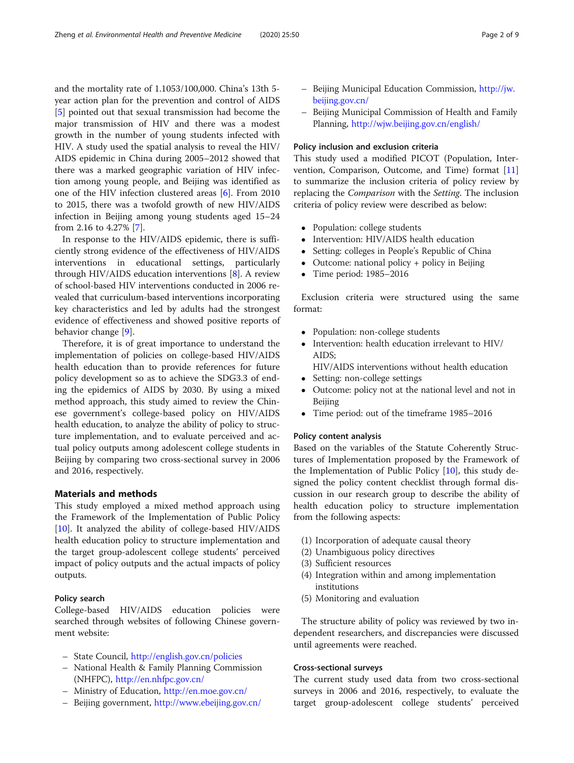and the mortality rate of 1.1053/100,000. China's 13th 5-year action plan for the prevention and control of AIDS [5] pointed out that sexual transmission had become the major transmission of HIV and there was a modest growth in the number of young students infected with HIV. A study used the spatial analysis to reveal the HIV/AIDS epidemic in China during 2005–2012 showed that there was a marked geographic variation of HIV infection among young people, and Beijing was identified as one of the HIV infection clustered areas [6]. From 2010 to 2015, there was a twofold growth of new HIV/AIDS infection in Beijing among young students aged 15–24 from 2.16 to 4.27% [7].

In response to the HIV/AIDS epidemic, there is sufficiently strong evidence of the effectiveness of HIV/AIDS interventions in educational settings, particularly through HIV/AIDS education interventions [8]. A review of school-based HIV interventions conducted in 2006 revealed that curriculum-based interventions incorporating key characteristics and led by adults had the strongest evidence of effectiveness and showed positive reports of behavior change [9].

Therefore, it is of great importance to understand the implementation of policies on college-based HIV/AIDS health education than to provide references for future policy development so as to achieve the SDG3.3 of ending the epidemics of AIDS by 2030. By using a mixed method approach, this study aimed to review the Chinese government's college-based policy on HIV/AIDS health education, to analyze the ability of policy to structure implementation, and to evaluate perceived and actual policy outputs among adolescent college students in Beijing by comparing two cross-sectional survey in 2006 and 2016, respectively.

## Materials and methods

This study employed a mixed method approach using the Framework of the Implementation of Public Policy [10]. It analyzed the ability of college-based HIV/AIDS health education policy to structure implementation and the target group-adolescent college students' perceived impact of policy outputs and the actual impacts of policy outputs.

### Policy search

College-based HIV/AIDS education policies were searched through websites of following Chinese government website:

- State Council, http://english.gov.cn/policies
- National Health & Family Planning Commission (NHFPC), http://en.nhfpc.gov.cn/
- Ministry of Education, http://en.moe.gov.cn/
- Beijing government, http://www.ebeijing.gov.cn/
- Beijing Municipal Education Commission, http://jw.beijing.gov.cn/
- Beijing Municipal Commission of Health and Family Planning, http://wjw.beijing.gov.cn/english/

### Policy inclusion and exclusion criteria

This study used a modified PICOT (Population, Intervention, Comparison, Outcome, and Time) format [11] to summarize the inclusion criteria of policy review by replacing the *Comparison* with the *Setting*. The inclusion criteria of policy review were described as below:

- Population: college students
- Intervention: HIV/AIDS health education
- Setting: colleges in People's Republic of China
- Outcome: national policy + policy in Beijing
- Time period: 1985–2016

Exclusion criteria were structured using the same format:

- Population: non-college students
- Intervention: health education irrelevant to HIV/AIDS;
  HIV/AIDS interventions without health education
- Setting: non-college settings
- Outcome: policy not at the national level and not in Beijing
- Time period: out of the timeframe 1985–2016

### Policy content analysis

Based on the variables of the Statute Coherently Structures of Implementation proposed by the Framework of the Implementation of Public Policy [10], this study designed the policy content checklist through formal discussion in our research group to describe the ability of health education policy to structure implementation from the following aspects:

(1) Incorporation of adequate causal theory
(2) Unambiguous policy directives
(3) Sufficient resources
(4) Integration within and among implementation institutions
(5) Monitoring and evaluation

The structure ability of policy was reviewed by two independent researchers, and discrepancies were discussed until agreements were reached.

### Cross-sectional surveys

The current study used data from two cross-sectional surveys in 2006 and 2016, respectively, to evaluate the target group-adolescent college students' perceived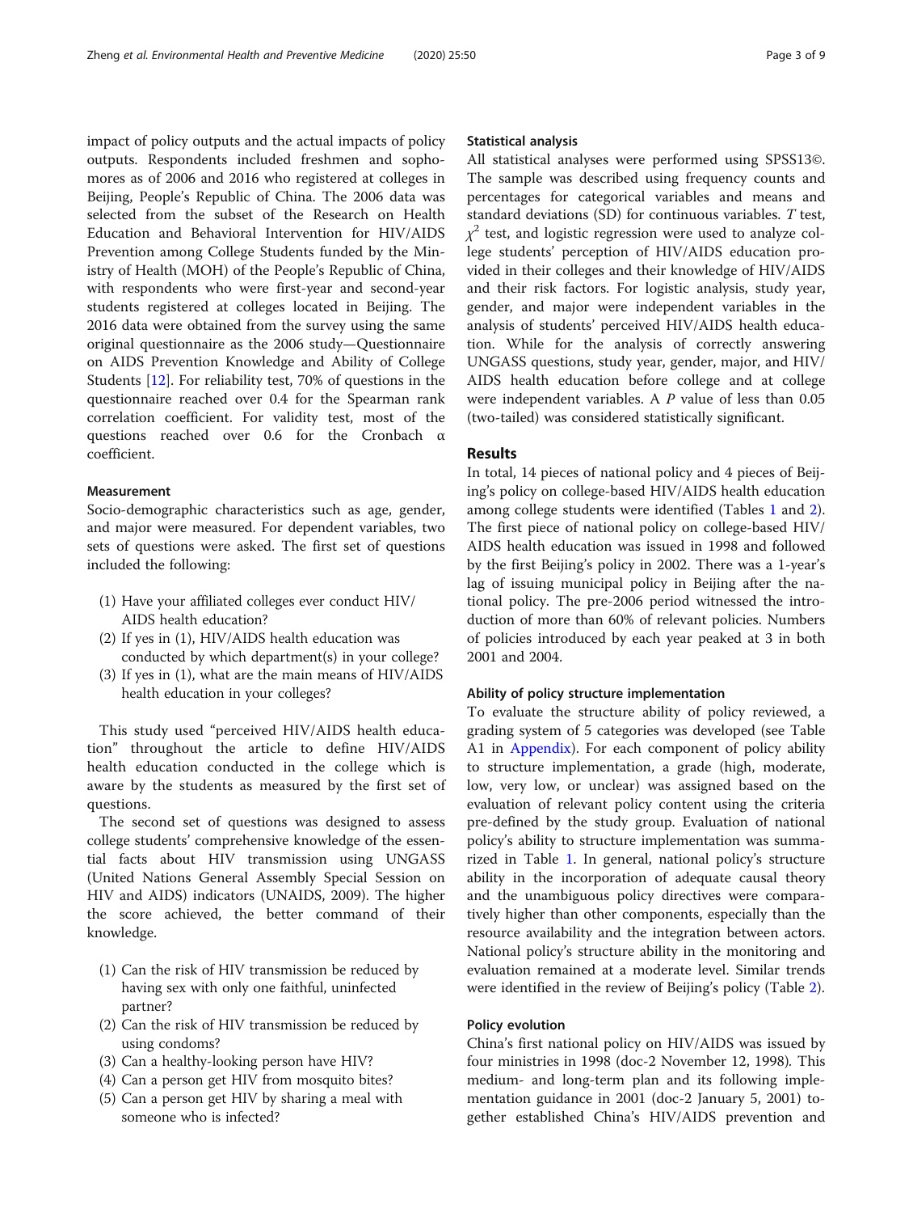impact of policy outputs and the actual impacts of policy outputs. Respondents included freshmen and sophomores as of 2006 and 2016 who registered at colleges in Beijing, People's Republic of China. The 2006 data was selected from the subset of the Research on Health Education and Behavioral Intervention for HIV/AIDS Prevention among College Students funded by the Ministry of Health (MOH) of the People's Republic of China, with respondents who were first-year and second-year students registered at colleges located in Beijing. The 2016 data were obtained from the survey using the same original questionnaire as the 2006 study—Questionnaire on AIDS Prevention Knowledge and Ability of College Students [12]. For reliability test, 70% of questions in the questionnaire reached over 0.4 for the Spearman rank correlation coefficient. For validity test, most of the questions reached over 0.6 for the Cronbach α coefficient.

### Measurement

Socio-demographic characteristics such as age, gender, and major were measured. For dependent variables, two sets of questions were asked. The first set of questions included the following:

(1) Have your affiliated colleges ever conduct HIV/AIDS health education?
(2) If yes in (1), HIV/AIDS health education was conducted by which department(s) in your college?
(3) If yes in (1), what are the main means of HIV/AIDS health education in your colleges?

This study used "perceived HIV/AIDS health education" throughout the article to define HIV/AIDS health education conducted in the college which is aware by the students as measured by the first set of questions.

The second set of questions was designed to assess college students' comprehensive knowledge of the essential facts about HIV transmission using UNGASS (United Nations General Assembly Special Session on HIV and AIDS) indicators (UNAIDS, 2009). The higher the score achieved, the better command of their knowledge.

(1) Can the risk of HIV transmission be reduced by having sex with only one faithful, uninfected partner?
(2) Can the risk of HIV transmission be reduced by using condoms?
(3) Can a healthy-looking person have HIV?
(4) Can a person get HIV from mosquito bites?
(5) Can a person get HIV by sharing a meal with someone who is infected?

### Statistical analysis

All statistical analyses were performed using SPSS13©. The sample was described using frequency counts and percentages for categorical variables and means and standard deviations (SD) for continuous variables. *T* test, $\chi^2$ test, and logistic regression were used to analyze college students' perception of HIV/AIDS education provided in their colleges and their knowledge of HIV/AIDS and their risk factors. For logistic analysis, study year, gender, and major were independent variables in the analysis of students' perceived HIV/AIDS health education. While for the analysis of correctly answering UNGASS questions, study year, gender, major, and HIV/AIDS health education before college and at college were independent variables. A *P* value of less than 0.05 (two-tailed) was considered statistically significant.

## Results

In total, 14 pieces of national policy and 4 pieces of Beijing's policy on college-based HIV/AIDS health education among college students were identified (Tables 1 and 2). The first piece of national policy on college-based HIV/AIDS health education was issued in 1998 and followed by the first Beijing's policy in 2002. There was a 1-year's lag of issuing municipal policy in Beijing after the national policy. The pre-2006 period witnessed the introduction of more than 60% of relevant policies. Numbers of policies introduced by each year peaked at 3 in both 2001 and 2004.

### Ability of policy structure implementation

To evaluate the structure ability of policy reviewed, a grading system of 5 categories was developed (see Table A1 in Appendix). For each component of policy ability to structure implementation, a grade (high, moderate, low, very low, or unclear) was assigned based on the evaluation of relevant policy content using the criteria pre-defined by the study group. Evaluation of national policy's ability to structure implementation was summarized in Table 1. In general, national policy's structure ability in the incorporation of adequate causal theory and the unambiguous policy directives were comparatively higher than other components, especially than the resource availability and the integration between actors. National policy's structure ability in the monitoring and evaluation remained at a moderate level. Similar trends were identified in the review of Beijing's policy (Table 2).

### Policy evolution

China's first national policy on HIV/AIDS was issued by four ministries in 1998 (doc-2 November 12, 1998). This medium- and long-term plan and its following implementation guidance in 2001 (doc-2 January 5, 2001) together established China's HIV/AIDS prevention and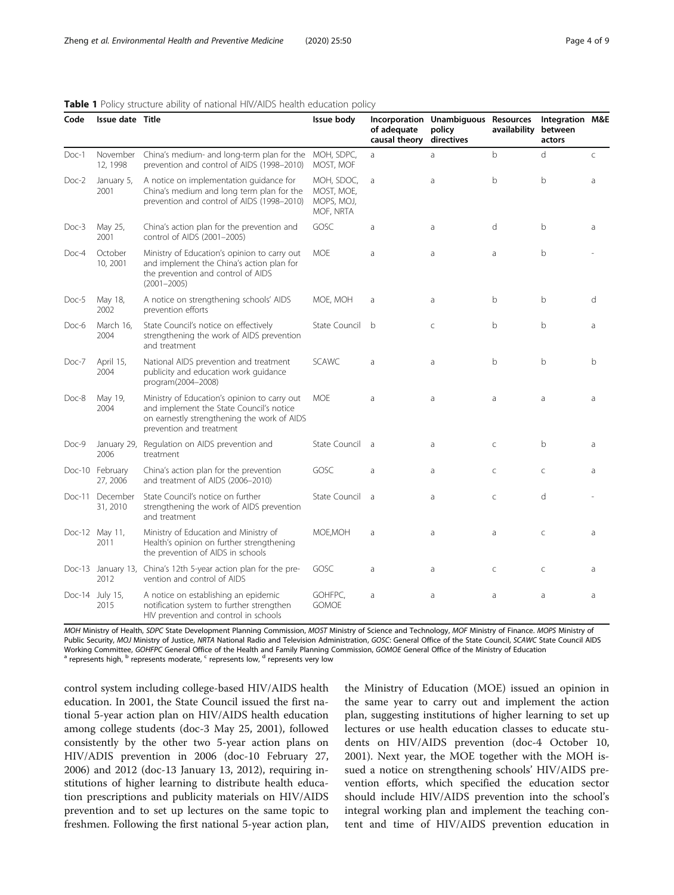**Table 1** Policy structure ability of national HIV/AIDS health education policy

| Code | Issue date | Title | Issue body | Incorporation of adequate causal theory | Unambiguous policy directives | Resources availability | Integration between actors | M&E |
|---|---|---|---|---|---|---|---|---|
| Doc-1 | November 12, 1998 | China's medium- and long-term plan for the prevention and control of AIDS (1998–2010) | MOH, SDPC, MOST, MOF | a | a | b | d | c |
| Doc-2 | January 5, 2001 | A notice on implementation guidance for China's medium and long term plan for the prevention and control of AIDS (1998–2010) | MOH, SDOC, MOST, MOE, MOPS, MOJ, MOF, NRTA | a | a | b | b | a |
| Doc-3 | May 25, 2001 | China's action plan for the prevention and control of AIDS (2001–2005) | GOSC | a | a | d | b | a |
| Doc-4 | October 10, 2001 | Ministry of Education's opinion to carry out and implement the China's action plan for the prevention and control of AIDS (2001–2005) | MOE | a | a | a | b | - |
| Doc-5 | May 18, 2002 | A notice on strengthening schools' AIDS prevention efforts | MOE, MOH | a | a | b | b | d |
| Doc-6 | March 16, 2004 | State Council's notice on effectively strengthening the work of AIDS prevention and treatment | State Council | b | c | b | b | a |
| Doc-7 | April 15, 2004 | National AIDS prevention and treatment publicity and education work guidance program(2004–2008) | SCAWC | a | a | b | b | b |
| Doc-8 | May 19, 2004 | Ministry of Education's opinion to carry out and implement the State Council's notice on earnestly strengthening the work of AIDS prevention and treatment | MOE | a | a | a | a | a |
| Doc-9 | January 29, 2006 | Regulation on AIDS prevention and treatment | State Council | a | a | c | b | a |
| Doc-10 | February 27, 2006 | China's action plan for the prevention and treatment of AIDS (2006–2010) | GOSC | a | a | c | c | a |
| Doc-11 | December 31, 2010 | State Council's notice on further strengthening the work of AIDS prevention and treatment | State Council | a | a | c | d | - |
| Doc-12 | May 11, 2011 | Ministry of Education and Ministry of Health's opinion on further strengthening the prevention of AIDS in schools | MOE,MOH | a | a | a | c | a |
| Doc-13 | January 13, 2012 | China's 12th 5-year action plan for the prevention and control of AIDS | GOSC | a | a | c | c | a |
| Doc-14 | July 15, 2015 | A notice on establishing an epidemic notification system to further strengthen HIV prevention and control in schools | GOHFPC, GOMOE | a | a | a | a | a |

*MOH* Ministry of Health, *SDPC* State Development Planning Commission, *MOST* Ministry of Science and Technology, *MOF* Ministry of Finance. *MOPS* Ministry of Public Security, *MOJ* Ministry of Justice, *NRTA* National Radio and Television Administration, *GOSC*: General Office of the State Council, *SCAWC* State Council AIDS Working Committee, *GOHFPC* General Office of the Health and Family Planning Commission, *GOMOE* General Office of the Ministry of Education
[a] represents high, [b] represents moderate, [c] represents low, [d] represents very low

control system including college-based HIV/AIDS health education. In 2001, the State Council issued the first national 5-year action plan on HIV/AIDS health education among college students (doc-3 May 25, 2001), followed consistently by the other two 5-year action plans on HIV/ADIS prevention in 2006 (doc-10 February 27, 2006) and 2012 (doc-13 January 13, 2012), requiring institutions of higher learning to distribute health education prescriptions and publicity materials on HIV/AIDS prevention and to set up lectures on the same topic to freshmen. Following the first national 5-year action plan, the Ministry of Education (MOE) issued an opinion in the same year to carry out and implement the action plan, suggesting institutions of higher learning to set up lectures or use health education classes to educate students on HIV/AIDS prevention (doc-4 October 10, 2001). Next year, the MOE together with the MOH issued a notice on strengthening schools' HIV/AIDS prevention efforts, which specified the education sector should include HIV/AIDS prevention into the school's integral working plan and implement the teaching content and time of HIV/AIDS prevention education in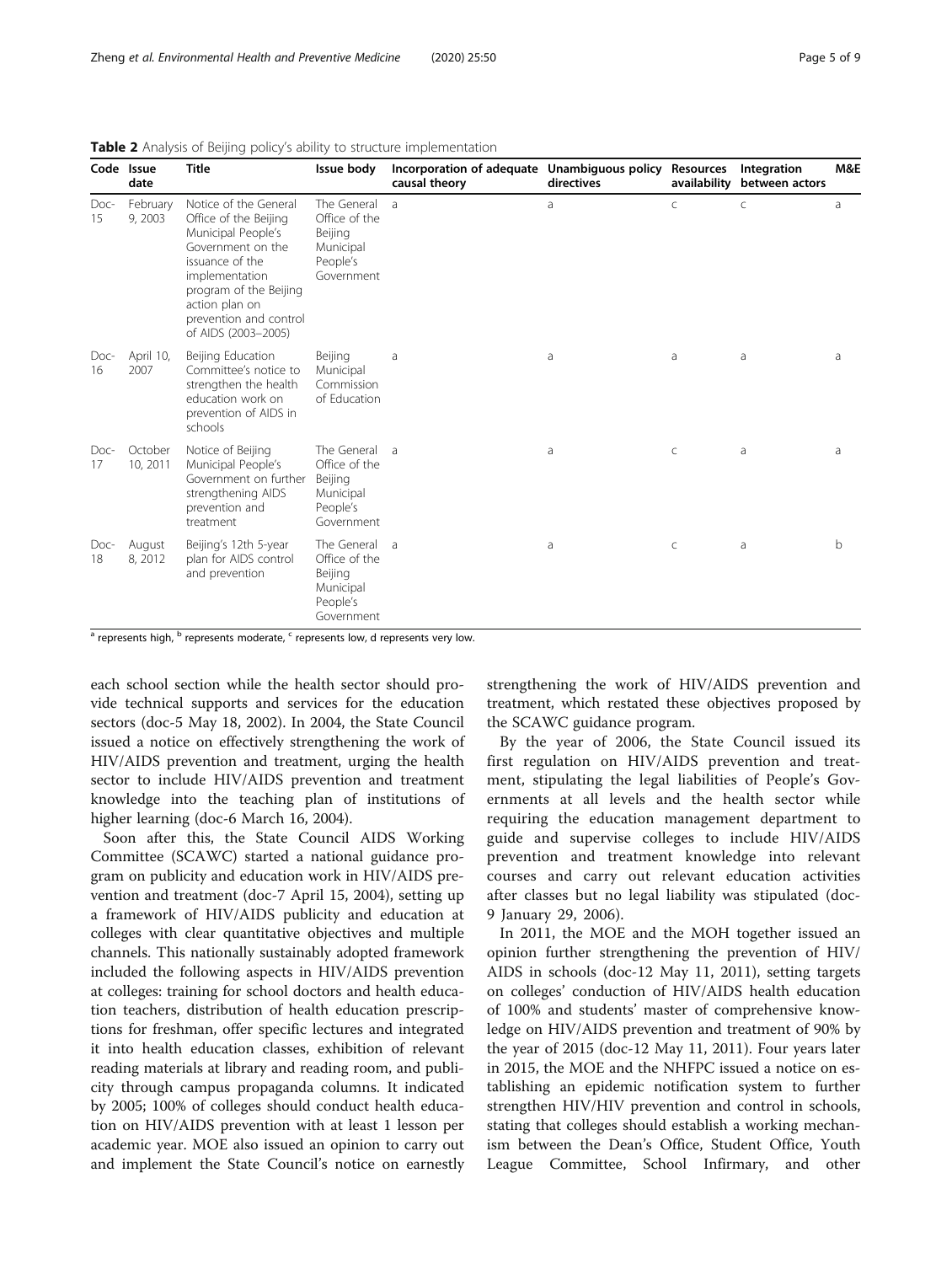**Table 2** Analysis of Beijing policy's ability to structure implementation

| Code | Issue date | Title | Issue body | Incorporation of adequate causal theory | Unambiguous policy directives | Resources availability | Integration between actors | M&E |
|---|---|---|---|---|---|---|---|---|
| Doc-15 | February 9, 2003 | Notice of the General Office of the Beijing Municipal People's Government on the issuance of the implementation program of the Beijing action plan on prevention and control of AIDS (2003–2005) | The General Office of the Beijing Municipal People's Government | a | a | c | c | a |
| Doc-16 | April 10, 2007 | Beijing Education Committee's notice to strengthen the health education work on prevention of AIDS in schools | Beijing Municipal Commission of Education | a | a | a | a | a |
| Doc-17 | October 10, 2011 | Notice of Beijing Municipal People's Government on further strengthening AIDS prevention and treatment | The General Office of the Beijing Municipal People's Government | a | a | c | a | a |
| Doc-18 | August 8, 2012 | Beijing's 12th 5-year plan for AIDS control and prevention | The General Office of the Beijing Municipal People's Government | a | a | c | a | b |

[a] represents high, [b] represents moderate, [c] represents low, d represents very low.

each school section while the health sector should provide technical supports and services for the education sectors (doc-5 May 18, 2002). In 2004, the State Council issued a notice on effectively strengthening the work of HIV/AIDS prevention and treatment, urging the health sector to include HIV/AIDS prevention and treatment knowledge into the teaching plan of institutions of higher learning (doc-6 March 16, 2004).

Soon after this, the State Council AIDS Working Committee (SCAWC) started a national guidance program on publicity and education work in HIV/AIDS prevention and treatment (doc-7 April 15, 2004), setting up a framework of HIV/AIDS publicity and education at colleges with clear quantitative objectives and multiple channels. This nationally sustainably adopted framework included the following aspects in HIV/AIDS prevention at colleges: training for school doctors and health education teachers, distribution of health education prescriptions for freshman, offer specific lectures and integrated it into health education classes, exhibition of relevant reading materials at library and reading room, and publicity through campus propaganda columns. It indicated by 2005; 100% of colleges should conduct health education on HIV/AIDS prevention with at least 1 lesson per academic year. MOE also issued an opinion to carry out and implement the State Council's notice on earnestly strengthening the work of HIV/AIDS prevention and treatment, which restated these objectives proposed by the SCAWC guidance program.

By the year of 2006, the State Council issued its first regulation on HIV/AIDS prevention and treatment, stipulating the legal liabilities of People's Governments at all levels and the health sector while requiring the education management department to guide and supervise colleges to include HIV/AIDS prevention and treatment knowledge into relevant courses and carry out relevant education activities after classes but no legal liability was stipulated (doc-9 January 29, 2006).

In 2011, the MOE and the MOH together issued an opinion further strengthening the prevention of HIV/AIDS in schools (doc-12 May 11, 2011), setting targets on colleges' conduction of HIV/AIDS health education of 100% and students' master of comprehensive knowledge on HIV/AIDS prevention and treatment of 90% by the year of 2015 (doc-12 May 11, 2011). Four years later in 2015, the MOE and the NHFPC issued a notice on establishing an epidemic notification system to further strengthen HIV/HIV prevention and control in schools, stating that colleges should establish a working mechanism between the Dean's Office, Student Office, Youth League Committee, School Infirmary, and other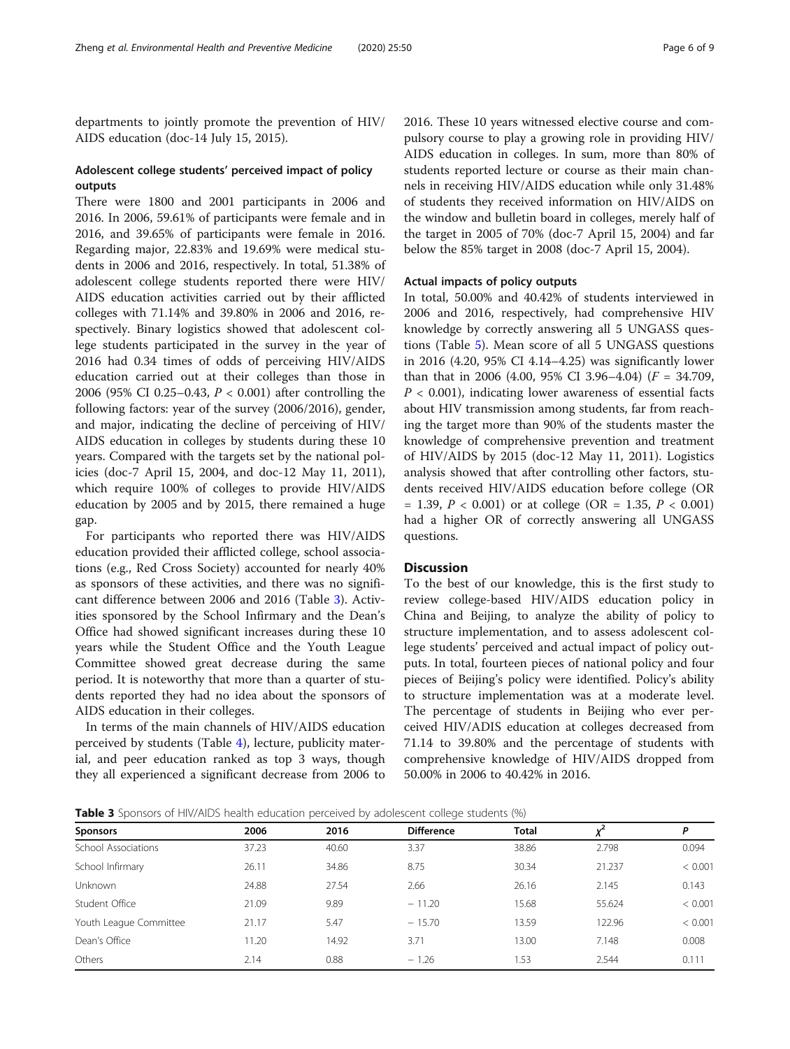departments to jointly promote the prevention of HIV/AIDS education (doc-14 July 15, 2015).

### Adolescent college students' perceived impact of policy outputs

There were 1800 and 2001 participants in 2006 and 2016. In 2006, 59.61% of participants were female and in 2016, and 39.65% of participants were female in 2016. Regarding major, 22.83% and 19.69% were medical students in 2006 and 2016, respectively. In total, 51.38% of adolescent college students reported there were HIV/AIDS education activities carried out by their afflicted colleges with 71.14% and 39.80% in 2006 and 2016, respectively. Binary logistics showed that adolescent college students participated in the survey in the year of 2016 had 0.34 times of odds of perceiving HIV/AIDS education carried out at their colleges than those in 2006 (95% CI 0.25–0.43, $P < 0.001$) after controlling the following factors: year of the survey (2006/2016), gender, and major, indicating the decline of perceiving of HIV/AIDS education in colleges by students during these 10 years. Compared with the targets set by the national policies (doc-7 April 15, 2004, and doc-12 May 11, 2011), which require 100% of colleges to provide HIV/AIDS education by 2005 and by 2015, there remained a huge gap.

For participants who reported there was HIV/AIDS education provided their afflicted college, school associations (e.g., Red Cross Society) accounted for nearly 40% as sponsors of these activities, and there was no significant difference between 2006 and 2016 (Table 3). Activities sponsored by the School Infirmary and the Dean's Office had showed significant increases during these 10 years while the Student Office and the Youth League Committee showed great decrease during the same period. It is noteworthy that more than a quarter of students reported they had no idea about the sponsors of AIDS education in their colleges.

In terms of the main channels of HIV/AIDS education perceived by students (Table 4), lecture, publicity material, and peer education ranked as top 3 ways, though they all experienced a significant decrease from 2006 to 2016. These 10 years witnessed elective course and compulsory course to play a growing role in providing HIV/AIDS education in colleges. In sum, more than 80% of students reported lecture or course as their main channels in receiving HIV/AIDS education while only 31.48% of students they received information on HIV/AIDS on the window and bulletin board in colleges, merely half of the target in 2005 of 70% (doc-7 April 15, 2004) and far below the 85% target in 2008 (doc-7 April 15, 2004).

### Actual impacts of policy outputs

In total, 50.00% and 40.42% of students interviewed in 2006 and 2016, respectively, had comprehensive HIV knowledge by correctly answering all 5 UNGASS questions (Table 5). Mean score of all 5 UNGASS questions in 2016 (4.20, 95% CI 4.14–4.25) was significantly lower than that in 2006 (4.00, 95% CI 3.96–4.04) ($F = 34.709$, $P < 0.001$), indicating lower awareness of essential facts about HIV transmission among students, far from reaching the target more than 90% of the students master the knowledge of comprehensive prevention and treatment of HIV/AIDS by 2015 (doc-12 May 11, 2011). Logistics analysis showed that after controlling other factors, students received HIV/AIDS education before college (OR = 1.39, $P < 0.001$) or at college (OR = 1.35, $P < 0.001$) had a higher OR of correctly answering all UNGASS questions.

## Discussion

To the best of our knowledge, this is the first study to review college-based HIV/AIDS education policy in China and Beijing, to analyze the ability of policy to structure implementation, and to assess adolescent college students' perceived and actual impact of policy outputs. In total, fourteen pieces of national policy and four pieces of Beijing's policy were identified. Policy's ability to structure implementation was at a moderate level. The percentage of students in Beijing who ever perceived HIV/ADIS education at colleges decreased from 71.14 to 39.80% and the percentage of students with comprehensive knowledge of HIV/AIDS dropped from 50.00% in 2006 to 40.42% in 2016.

**Table 3** Sponsors of HIV/AIDS health education perceived by adolescent college students (%)

| Sponsors | 2006 | 2016 | Difference | Total | $\chi^2$ | P |
|---|---|---|---|---|---|---|
| School Associations | 37.23 | 40.60 | 3.37 | 38.86 | 2.798 | 0.094 |
| School Infirmary | 26.11 | 34.86 | 8.75 | 30.34 | 21.237 | < 0.001 |
| Unknown | 24.88 | 27.54 | 2.66 | 26.16 | 2.145 | 0.143 |
| Student Office | 21.09 | 9.89 | − 11.20 | 15.68 | 55.624 | < 0.001 |
| Youth League Committee | 21.17 | 5.47 | − 15.70 | 13.59 | 122.96 | < 0.001 |
| Dean's Office | 11.20 | 14.92 | 3.71 | 13.00 | 7.148 | 0.008 |
| Others | 2.14 | 0.88 | − 1.26 | 1.53 | 2.544 | 0.111 |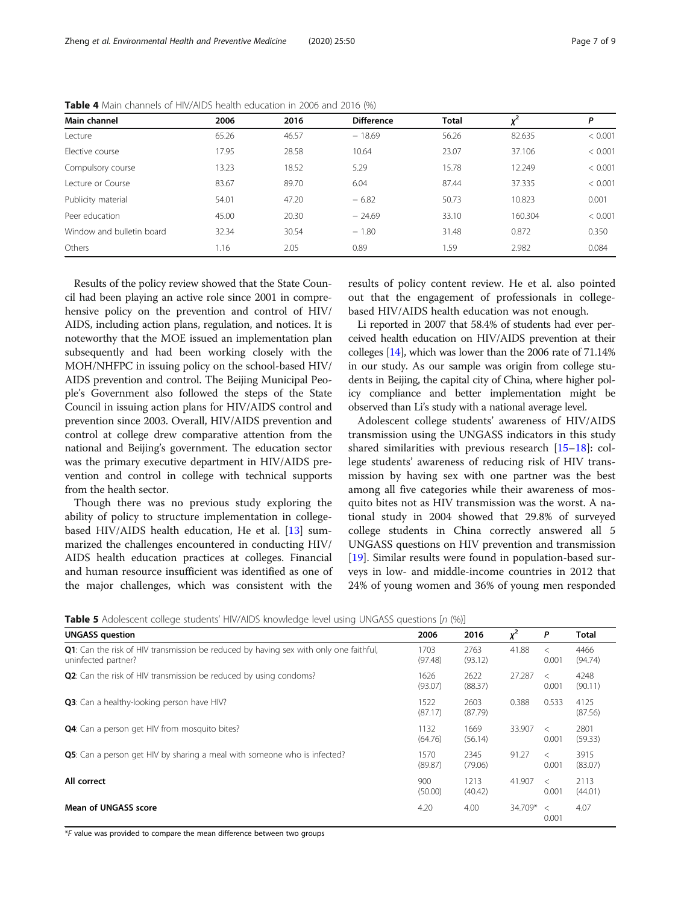**Table 4** Main channels of HIV/AIDS health education in 2006 and 2016 (%)

| Main channel | 2006 | 2016 | Difference | Total | $\chi^2$ | *P* |
|---|---|---|---|---|---|---|
| Lecture | 65.26 | 46.57 | − 18.69 | 56.26 | 82.635 | < 0.001 |
| Elective course | 17.95 | 28.58 | 10.64 | 23.07 | 37.106 | < 0.001 |
| Compulsory course | 13.23 | 18.52 | 5.29 | 15.78 | 12.249 | < 0.001 |
| Lecture or Course | 83.67 | 89.70 | 6.04 | 87.44 | 37.335 | < 0.001 |
| Publicity material | 54.01 | 47.20 | − 6.82 | 50.73 | 10.823 | 0.001 |
| Peer education | 45.00 | 20.30 | − 24.69 | 33.10 | 160.304 | < 0.001 |
| Window and bulletin board | 32.34 | 30.54 | − 1.80 | 31.48 | 0.872 | 0.350 |
| Others | 1.16 | 2.05 | 0.89 | 1.59 | 2.982 | 0.084 |

Results of the policy review showed that the State Council had been playing an active role since 2001 in comprehensive policy on the prevention and control of HIV/AIDS, including action plans, regulation, and notices. It is noteworthy that the MOE issued an implementation plan subsequently and had been working closely with the MOH/NHFPC in issuing policy on the school-based HIV/AIDS prevention and control. The Beijing Municipal People's Government also followed the steps of the State Council in issuing action plans for HIV/AIDS control and prevention since 2003. Overall, HIV/AIDS prevention and control at college drew comparative attention from the national and Beijing's government. The education sector was the primary executive department in HIV/AIDS prevention and control in college with technical supports from the health sector.

Though there was no previous study exploring the ability of policy to structure implementation in college-based HIV/AIDS health education, He et al. [13] summarized the challenges encountered in conducting HIV/AIDS health education practices at colleges. Financial and human resource insufficient was identified as one of the major challenges, which was consistent with the results of policy content review. He et al. also pointed out that the engagement of professionals in college-based HIV/AIDS health education was not enough.

Li reported in 2007 that 58.4% of students had ever perceived health education on HIV/AIDS prevention at their colleges [14], which was lower than the 2006 rate of 71.14% in our study. As our sample was origin from college students in Beijing, the capital city of China, where higher policy compliance and better implementation might be observed than Li's study with a national average level.

Adolescent college students' awareness of HIV/AIDS transmission using the UNGASS indicators in this study shared similarities with previous research [15–18]: college students' awareness of reducing risk of HIV transmission by having sex with one partner was the best among all five categories while their awareness of mosquito bites not as HIV transmission was the worst. A national study in 2004 showed that 29.8% of surveyed college students in China correctly answered all 5 UNGASS questions on HIV prevention and transmission [19]. Similar results were found in population-based surveys in low- and middle-income countries in 2012 that 24% of young women and 36% of young men responded

**Table 5** Adolescent college students' HIV/AIDS knowledge level using UNGASS questions [*n* (%)]

| UNGASS question | 2006 | 2016 | $\chi^2$ | *P* | Total |
|---|---|---|---|---|---|
| **Q1**: Can the risk of HIV transmission be reduced by having sex with only one faithful, uninfected partner? | 1703 (97.48) | 2763 (93.12) | 41.88 | < 0.001 | 4466 (94.74) |
| **Q2**: Can the risk of HIV transmission be reduced by using condoms? | 1626 (93.07) | 2622 (88.37) | 27.287 | < 0.001 | 4248 (90.11) |
| **Q3**: Can a healthy-looking person have HIV? | 1522 (87.17) | 2603 (87.79) | 0.388 | 0.533 | 4125 (87.56) |
| **Q4**: Can a person get HIV from mosquito bites? | 1132 (64.76) | 1669 (56.14) | 33.907 | < 0.001 | 2801 (59.33) |
| **Q5**: Can a person get HIV by sharing a meal with someone who is infected? | 1570 (89.87) | 2345 (79.06) | 91.27 | < 0.001 | 3915 (83.07) |
| **All correct** | 900 (50.00) | 1213 (40.42) | 41.907 | < 0.001 | 2113 (44.01) |
| **Mean of UNGASS score** | 4.20 | 4.00 | 34.709* | < 0.001 | 4.07 |

**F* value was provided to compare the mean difference between two groups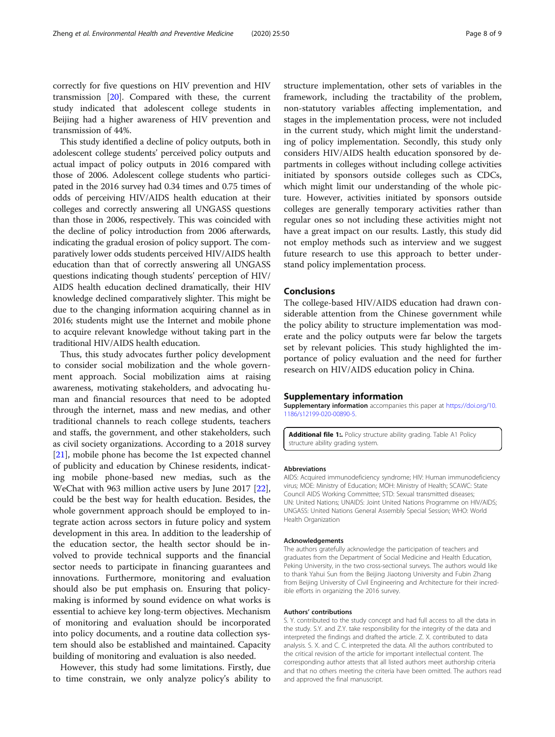correctly for five questions on HIV prevention and HIV transmission [20]. Compared with these, the current study indicated that adolescent college students in Beijing had a higher awareness of HIV prevention and transmission of 44%.

This study identified a decline of policy outputs, both in adolescent college students' perceived policy outputs and actual impact of policy outputs in 2016 compared with those of 2006. Adolescent college students who participated in the 2016 survey had 0.34 times and 0.75 times of odds of perceiving HIV/AIDS health education at their colleges and correctly answering all UNGASS questions than those in 2006, respectively. This was coincided with the decline of policy introduction from 2006 afterwards, indicating the gradual erosion of policy support. The comparatively lower odds students perceived HIV/AIDS health education than that of correctly answering all UNGASS questions indicating though students' perception of HIV/AIDS health education declined dramatically, their HIV knowledge declined comparatively slighter. This might be due to the changing information acquiring channel as in 2016; students might use the Internet and mobile phone to acquire relevant knowledge without taking part in the traditional HIV/AIDS health education.

Thus, this study advocates further policy development to consider social mobilization and the whole government approach. Social mobilization aims at raising awareness, motivating stakeholders, and advocating human and financial resources that need to be adopted through the internet, mass and new medias, and other traditional channels to reach college students, teachers and staffs, the government, and other stakeholders, such as civil society organizations. According to a 2018 survey [21], mobile phone has become the 1st expected channel of publicity and education by Chinese residents, indicating mobile phone-based new medias, such as the WeChat with 963 million active users by June 2017 [22], could be the best way for health education. Besides, the whole government approach should be employed to integrate action across sectors in future policy and system development in this area. In addition to the leadership of the education sector, the health sector should be involved to provide technical supports and the financial sector needs to participate in financing guarantees and innovations. Furthermore, monitoring and evaluation should also be put emphasis on. Ensuring that policy-making is informed by sound evidence on what works is essential to achieve key long-term objectives. Mechanism of monitoring and evaluation should be incorporated into policy documents, and a routine data collection system should also be established and maintained. Capacity building of monitoring and evaluation is also needed.

However, this study had some limitations. Firstly, due to time constrain, we only analyze policy's ability to structure implementation, other sets of variables in the framework, including the tractability of the problem, non-statutory variables affecting implementation, and stages in the implementation process, were not included in the current study, which might limit the understanding of policy implementation. Secondly, this study only considers HIV/AIDS health education sponsored by departments in colleges without including college activities initiated by sponsors outside colleges such as CDCs, which might limit our understanding of the whole picture. However, activities initiated by sponsors outside colleges are generally temporary activities rather than regular ones so not including these activities might not have a great impact on our results. Lastly, this study did not employ methods such as interview and we suggest future research to use this approach to better understand policy implementation process.

## Conclusions

The college-based HIV/AIDS education had drawn considerable attention from the Chinese government while the policy ability to structure implementation was moderate and the policy outputs were far below the targets set by relevant policies. This study highlighted the importance of policy evaluation and the need for further research on HIV/AIDS education policy in China.

## Supplementary information

**Supplementary information** accompanies this paper at https://doi.org/10.1186/s12199-020-00890-5.

**Additional file 1:.** Policy structure ability grading. Table A1 Policy structure ability grading system.

#### Abbreviations

AIDS: Acquired immunodeficiency syndrome; HIV: Human immunodeficiency virus; MOE: Ministry of Education; MOH: Ministry of Health; SCAWC: State Council AIDS Working Committee; STD: Sexual transmitted diseases; UN: United Nations; UNAIDS: Joint United Nations Programme on HIV/AIDS; UNGASS: United Nations General Assembly Special Session; WHO: World Health Organization

#### Acknowledgements

The authors gratefully acknowledge the participation of teachers and graduates from the Department of Social Medicine and Health Education, Peking University, in the two cross-sectional surveys. The authors would like to thank Yahui Sun from the Beijing Jiaotong University and Fubin Zhang from Beijing University of Civil Engineering and Architecture for their incredible efforts in organizing the 2016 survey.

#### Authors' contributions

S. Y. contributed to the study concept and had full access to all the data in the study. S.Y. and Z.Y. take responsibility for the integrity of the data and interpreted the findings and drafted the article. Z. X. contributed to data analysis. S. X. and C. C. interpreted the data. All the authors contributed to the critical revision of the article for important intellectual content. The corresponding author attests that all listed authors meet authorship criteria and that no others meeting the criteria have been omitted. The authors read and approved the final manuscript.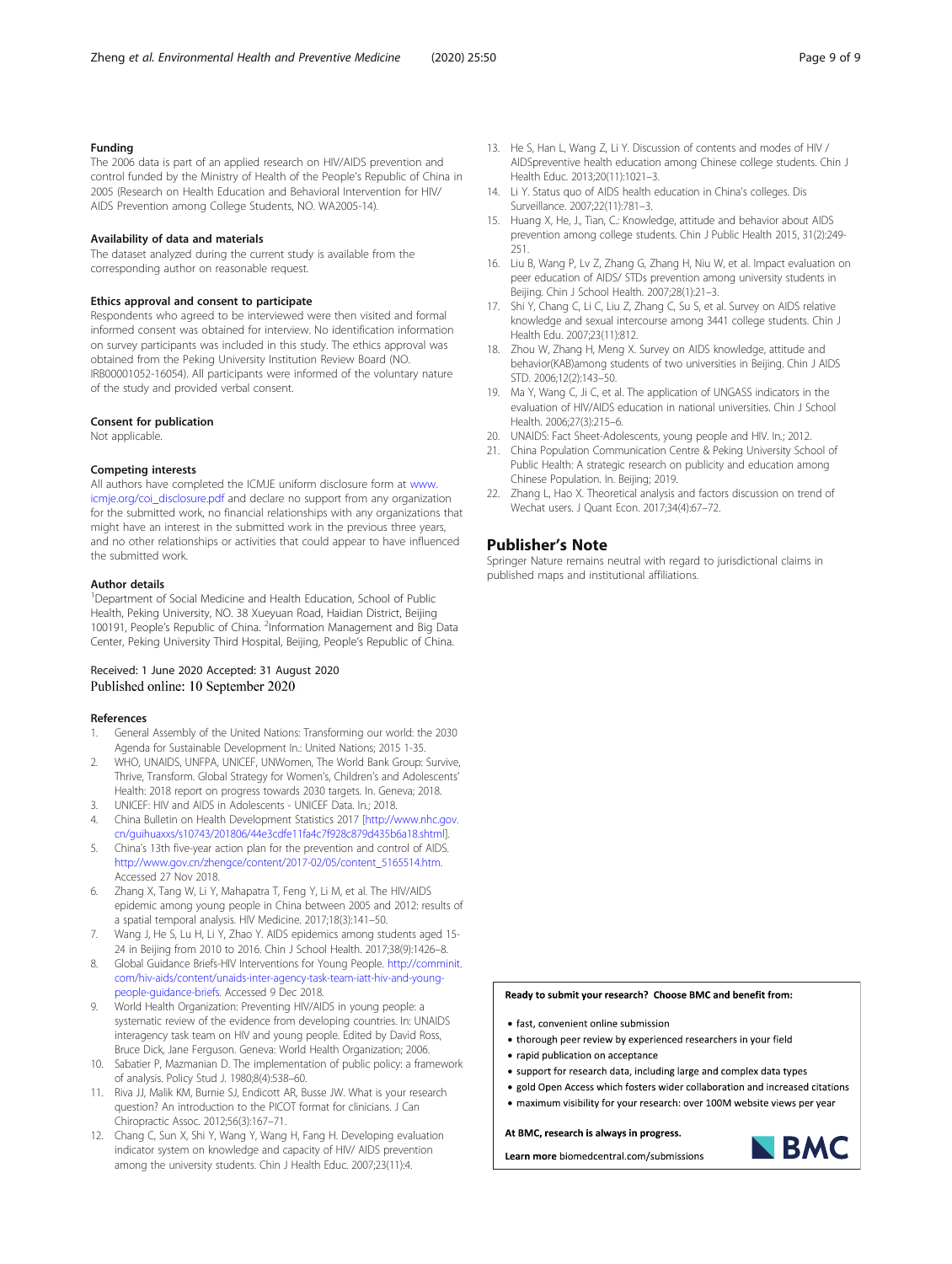### Funding

The 2006 data is part of an applied research on HIV/AIDS prevention and control funded by the Ministry of Health of the People's Republic of China in 2005 (Research on Health Education and Behavioral Intervention for HIV/AIDS Prevention among College Students, NO. WA2005-14).

### Availability of data and materials

The dataset analyzed during the current study is available from the corresponding author on reasonable request.

### Ethics approval and consent to participate

Respondents who agreed to be interviewed were then visited and formal informed consent was obtained for interview. No identification information on survey participants was included in this study. The ethics approval was obtained from the Peking University Institution Review Board (NO. IRB00001052-16054). All participants were informed of the voluntary nature of the study and provided verbal consent.

### Consent for publication

Not applicable.

### Competing interests

All authors have completed the ICMJE uniform disclosure form at www.icmje.org/coi_disclosure.pdf and declare no support from any organization for the submitted work, no financial relationships with any organizations that might have an interest in the submitted work in the previous three years, and no other relationships or activities that could appear to have influenced the submitted work.

### Author details

[1]Department of Social Medicine and Health Education, School of Public Health, Peking University, NO. 38 Xueyuan Road, Haidian District, Beijing 100191, People's Republic of China. [2]Information Management and Big Data Center, Peking University Third Hospital, Beijing, People's Republic of China.

Received: 1 June 2020 Accepted: 31 August 2020
Published online: 10 September 2020

### References

1. General Assembly of the United Nations: Transforming our world: the 2030 Agenda for Sustainable Development In.: United Nations; 2015 1-35.
2. WHO, UNAIDS, UNFPA, UNICEF, UNWomen, The World Bank Group: Survive, Thrive, Transform. Global Strategy for Women's, Children's and Adolescents' Health: 2018 report on progress towards 2030 targets. In. Geneva; 2018.
3. UNICEF: HIV and AIDS in Adolescents - UNICEF Data. In.; 2018.
4. China Bulletin on Health Development Statistics 2017 [http://www.nhc.gov.cn/guihuaxxs/s10743/201806/44e3cdfe11fa4c7f928c879d435b6a18.shtml].
5. China's 13th five-year action plan for the prevention and control of AIDS. http://www.gov.cn/zhengce/content/2017-02/05/content_5165514.htm. Accessed 27 Nov 2018.
6. Zhang X, Tang W, Li Y, Mahapatra T, Feng Y, Li M, et al. The HIV/AIDS epidemic among young people in China between 2005 and 2012: results of a spatial temporal analysis. HIV Medicine. 2017;18(3):141–50.
7. Wang J, He S, Lu H, Li Y, Zhao Y. AIDS epidemics among students aged 15-24 in Beijing from 2010 to 2016. Chin J School Health. 2017;38(9):1426–8.
8. Global Guidance Briefs-HIV Interventions for Young People. http://comminit.com/hiv-aids/content/unaids-inter-agency-task-team-iatt-hiv-and-young-people-guidance-briefs. Accessed 9 Dec 2018.
9. World Health Organization: Preventing HIV/AIDS in young people: a systematic review of the evidence from developing countries. In: UNAIDS interagency task team on HIV and young people. Edited by David Ross, Bruce Dick, Jane Ferguson. Geneva: World Health Organization; 2006.
10. Sabatier P, Mazmanian D. The implementation of public policy: a framework of analysis. Policy Stud J. 1980;8(4):538–60.
11. Riva JJ, Malik KM, Burnie SJ, Endicott AR, Busse JW. What is your research question? An introduction to the PICOT format for clinicians. J Can Chiropractic Assoc. 2012;56(3):167–71.
12. Chang C, Sun X, Shi Y, Wang Y, Wang H, Fang H. Developing evaluation indicator system on knowledge and capacity of HIV/ AIDS prevention among the university students. Chin J Health Educ. 2007;23(11):4.
13. He S, Han L, Wang Z, Li Y. Discussion of contents and modes of HIV / AIDSpreventive health education among Chinese college students. Chin J Health Educ. 2013;20(11):1021–3.
14. Li Y. Status quo of AIDS health education in China's colleges. Dis Surveillance. 2007;22(11):781–3.
15. Huang X, He, J., Tian, C.: Knowledge, attitude and behavior about AIDS prevention among college students. Chin J Public Health 2015, 31(2):249-251.
16. Liu B, Wang P, Lv Z, Zhang G, Zhang H, Niu W, et al. Impact evaluation on peer education of AIDS/ STDs prevention among university students in Beijing. Chin J School Health. 2007;28(1):21–3.
17. Shi Y, Chang C, Li C, Liu Z, Zhang C, Su S, et al. Survey on AIDS relative knowledge and sexual intercourse among 3441 college students. Chin J Health Edu. 2007;23(11):812.
18. Zhou W, Zhang H, Meng X. Survey on AIDS knowledge, attitude and behavior(KAB)among students of two universities in Beijing. Chin J AIDS STD. 2006;12(2):143–50.
19. Ma Y, Wang C, Ji C, et al. The application of UNGASS indicators in the evaluation of HIV/AIDS education in national universities. Chin J School Health. 2006;27(3):215–6.
20. UNAIDS: Fact Sheet-Adolescents, young people and HIV. In.; 2012.
21. China Population Communication Centre & Peking University School of Public Health: A strategic research on publicity and education among Chinese Population. In. Beijing; 2019.
22. Zhang L, Hao X. Theoretical analysis and factors discussion on trend of Wechat users. J Quant Econ. 2017;34(4):67–72.

## Publisher's Note

Springer Nature remains neutral with regard to jurisdictional claims in published maps and institutional affiliations.

**Ready to submit your research? Choose BMC and benefit from:**

- fast, convenient online submission
- thorough peer review by experienced researchers in your field
- rapid publication on acceptance
- support for research data, including large and complex data types
- gold Open Access which fosters wider collaboration and increased citations
- maximum visibility for your research: over 100M website views per year

**At BMC, research is always in progress.**

**Learn more** biomedcentral.com/submissions

BMC